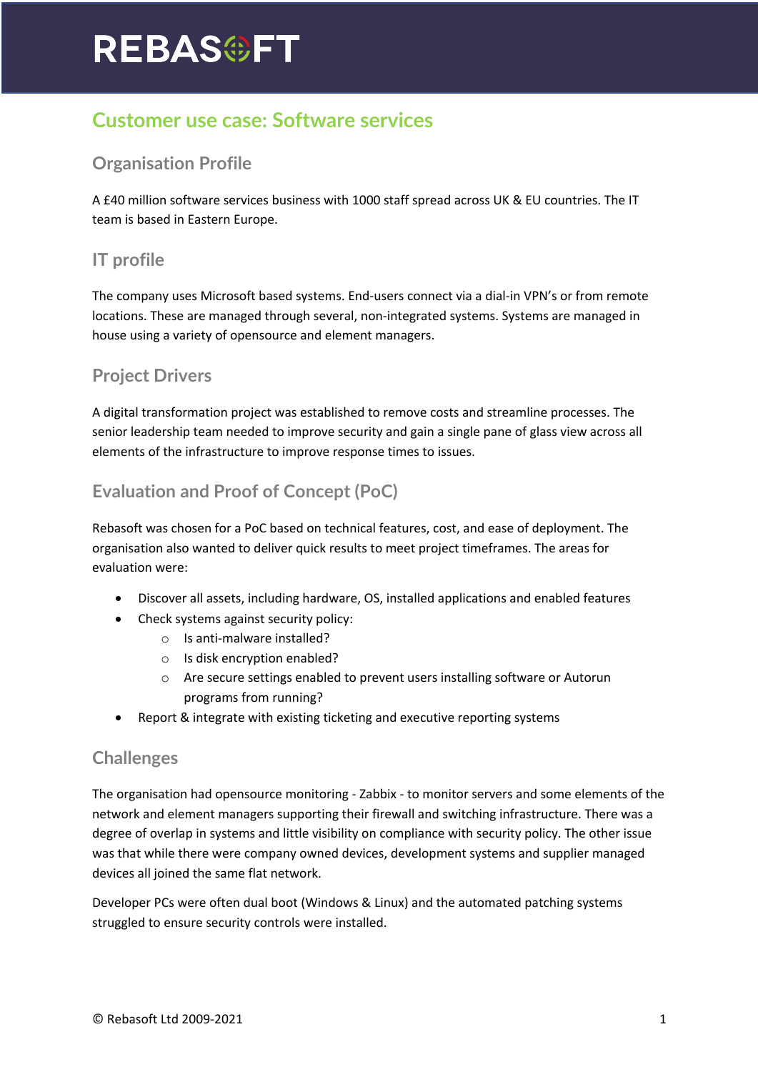# REBASOFT

## Customer use case: Software services

### Organisation Profile

A £40 million software services business with 1000 staff spread across UK & EU countries. The IT team is based in Eastern Europe.

### IT profile

The company uses Microsoft based systems. End-users connect via a dial-in VPN's or from remote locations. These are managed through several, non-integrated systems. Systems are managed in house using a variety of opensource and element managers.

### Project Drivers

A digital transformation project was established to remove costs and streamline processes. The senior leadership team needed to improve security and gain a single pane of glass view across all elements of the infrastructure to improve response times to issues.

### Evaluation and Proof of Concept (PoC)

Rebasoft was chosen for a PoC based on technical features, cost, and ease of deployment. The organisation also wanted to deliver quick results to meet project timeframes. The areas for evaluation were:

- Discover all assets, including hardware, OS, installed applications and enabled features
- Check systems against security policy:
  - Is anti-malware installed?
  - Is disk encryption enabled?
  - Are secure settings enabled to prevent users installing software or Autorun programs from running?
- Report & integrate with existing ticketing and executive reporting systems

### Challenges

The organisation had opensource monitoring - Zabbix - to monitor servers and some elements of the network and element managers supporting their firewall and switching infrastructure. There was a degree of overlap in systems and little visibility on compliance with security policy. The other issue was that while there were company owned devices, development systems and supplier managed devices all joined the same flat network.

Developer PCs were often dual boot (Windows & Linux) and the automated patching systems struggled to ensure security controls were installed.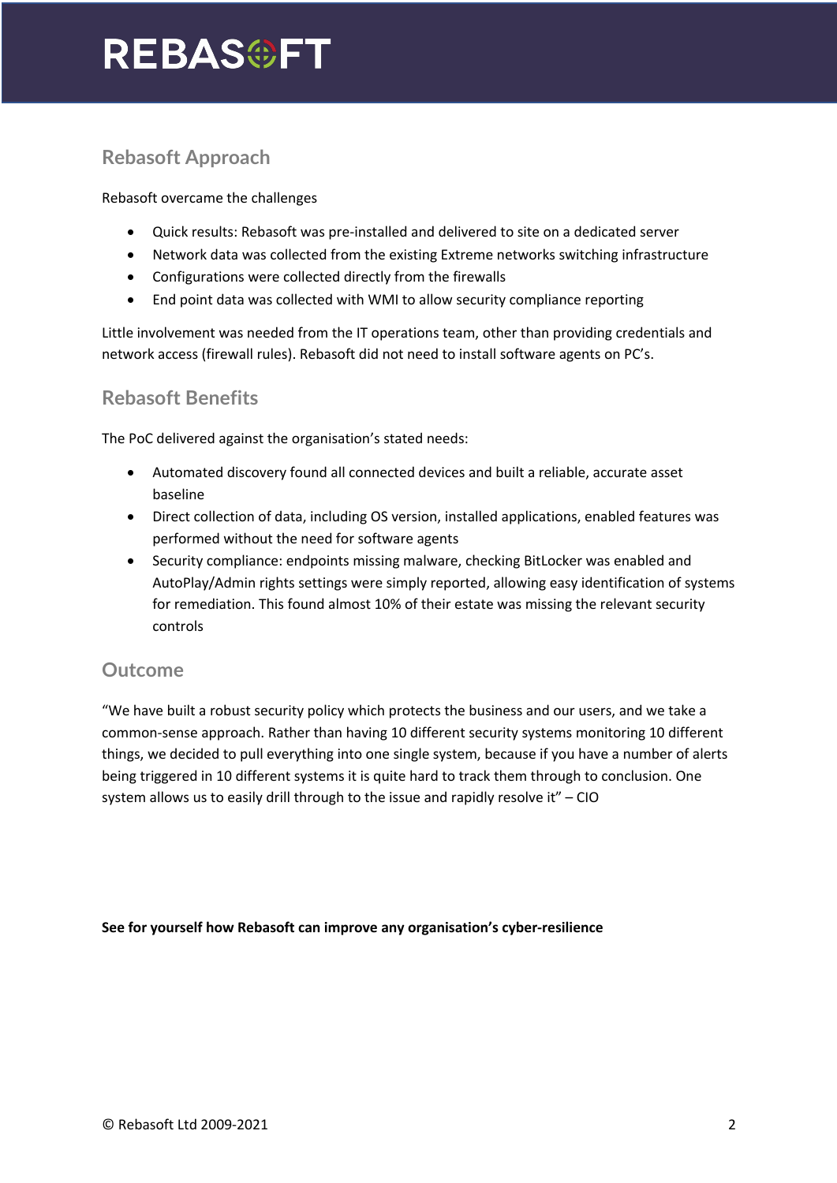## Rebasoft Approach

Rebasoft overcame the challenges

- Quick results: Rebasoft was pre-installed and delivered to site on a dedicated server
- Network data was collected from the existing Extreme networks switching infrastructure
- Configurations were collected directly from the firewalls
- End point data was collected with WMI to allow security compliance reporting

Little involvement was needed from the IT operations team, other than providing credentials and network access (firewall rules). Rebasoft did not need to install software agents on PC's.

## Rebasoft Benefits

The PoC delivered against the organisation's stated needs:

- Automated discovery found all connected devices and built a reliable, accurate asset baseline
- Direct collection of data, including OS version, installed applications, enabled features was performed without the need for software agents
- Security compliance: endpoints missing malware, checking BitLocker was enabled and AutoPlay/Admin rights settings were simply reported, allowing easy identification of systems for remediation. This found almost 10% of their estate was missing the relevant security controls

## Outcome

"We have built a robust security policy which protects the business and our users, and we take a common-sense approach. Rather than having 10 different security systems monitoring 10 different things, we decided to pull everything into one single system, because if you have a number of alerts being triggered in 10 different systems it is quite hard to track them through to conclusion. One system allows us to easily drill through to the issue and rapidly resolve it" – CIO

**See for yourself how Rebasoft can improve any organisation's cyber-resilience**

© Rebasoft Ltd 2009-2021